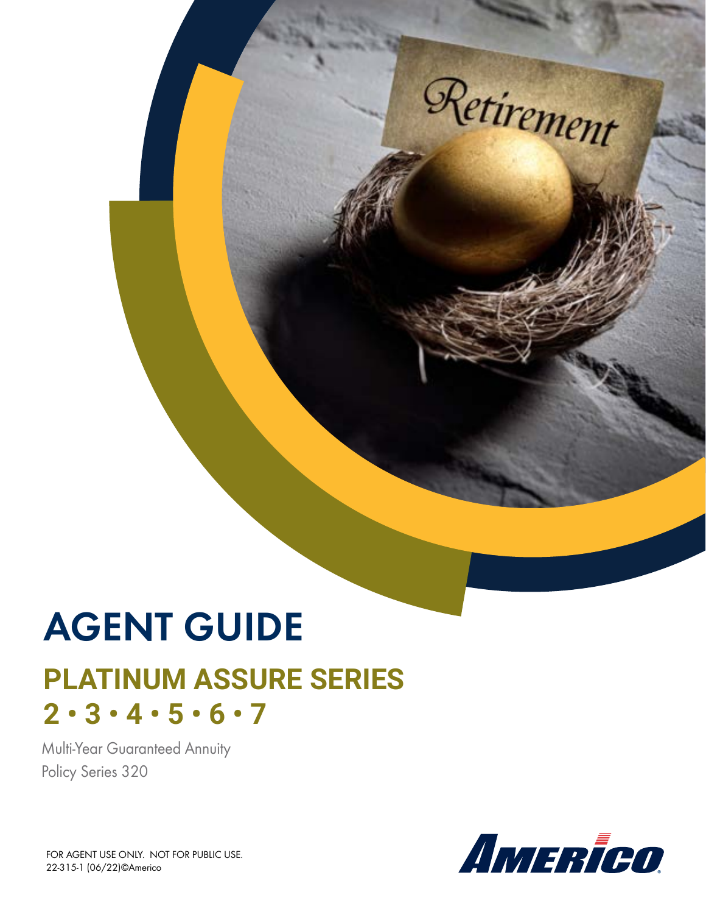# AGENT GUIDE

## PLATINUM ASSURE SERIES

## 2 • 3 • 4 • 5 • 6 • 7

Multi-Year Guaranteed Annuity

Policy Series 320

FOR AGENT USE ONLY. NOT FOR PUBLIC USE.

22-315-1 (06/22)©Americo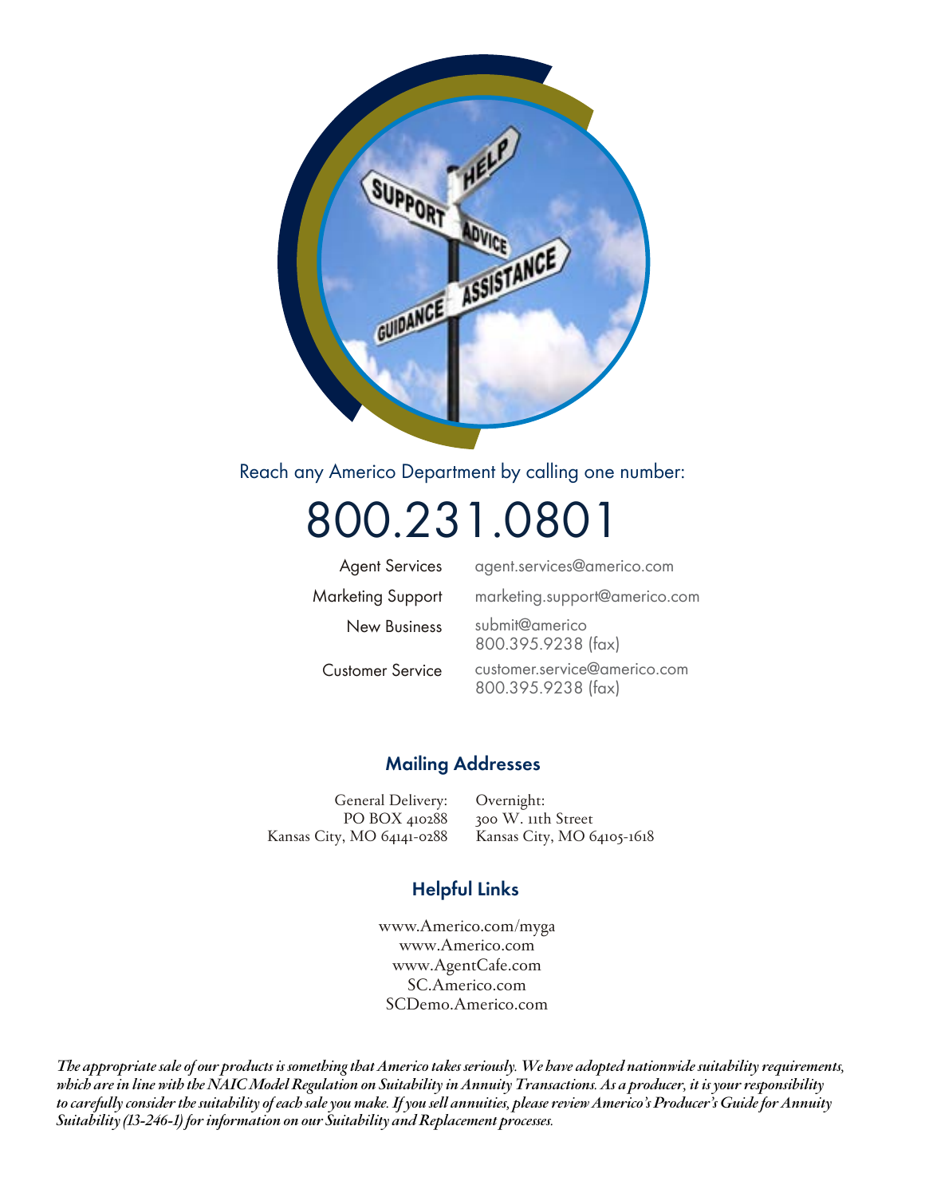Reach any Americo Department by calling one number:

# 800.231.0801

| | |
|---|---|
| Agent Services | agent.services@americo.com |
| Marketing Support | marketing.support@americo.com |
| New Business | submit@americo<br>800.395.9238 (fax) |
| Customer Service | customer.service@americo.com<br>800.395.9238 (fax) |

## Mailing Addresses

General Delivery:
PO BOX 410288
Kansas City, MO 64141-0288

Overnight:
300 W. 11th Street
Kansas City, MO 64105-1618

## Helpful Links

www.Americo.com/myga
www.Americo.com
www.AgentCafe.com
SC.Americo.com
SCDemo.Americo.com

*The appropriate sale of our products is something that Americo takes seriously. We have adopted nationwide suitability requirements, which are in line with the NAIC Model Regulation on Suitability in Annuity Transactions. As a producer, it is your responsibility to carefully consider the suitability of each sale you make. If you sell annuities, please review Americo's Producer's Guide for Annuity Suitability (13-246-1) for information on our Suitability and Replacement processes.*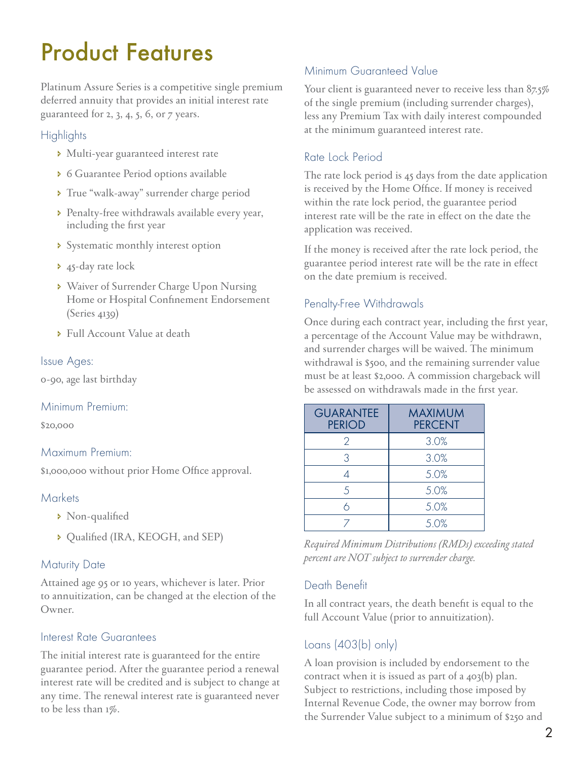# Product Features

Platinum Assure Series is a competitive single premium deferred annuity that provides an initial interest rate guaranteed for 2, 3, 4, 5, 6, or 7 years.

### Highlights

- Multi-year guaranteed interest rate
- 6 Guarantee Period options available
- True "walk-away" surrender charge period
- Penalty-free withdrawals available every year, including the first year
- Systematic monthly interest option
- 45-day rate lock
- Waiver of Surrender Charge Upon Nursing Home or Hospital Confinement Endorsement (Series 4139)
- Full Account Value at death

### Issue Ages:

0-90, age last birthday

### Minimum Premium:

$20,000

### Maximum Premium:

$1,000,000 without prior Home Office approval.

### Markets

- Non-qualified
- Qualified (IRA, KEOGH, and SEP)

### Maturity Date

Attained age 95 or 10 years, whichever is later. Prior to annuitization, can be changed at the election of the Owner.

### Interest Rate Guarantees

The initial interest rate is guaranteed for the entire guarantee period. After the guarantee period a renewal interest rate will be credited and is subject to change at any time. The renewal interest rate is guaranteed never to be less than 1%.

### Minimum Guaranteed Value

Your client is guaranteed never to receive less than 87.5% of the single premium (including surrender charges), less any Premium Tax with daily interest compounded at the minimum guaranteed interest rate.

### Rate Lock Period

The rate lock period is 45 days from the date application is received by the Home Office. If money is received within the rate lock period, the guarantee period interest rate will be the rate in effect on the date the application was received.

If the money is received after the rate lock period, the guarantee period interest rate will be the rate in effect on the date premium is received.

### Penalty-Free Withdrawals

Once during each contract year, including the first year, a percentage of the Account Value may be withdrawn, and surrender charges will be waived. The minimum withdrawal is $500, and the remaining surrender value must be at least $2,000. A commission chargeback will be assessed on withdrawals made in the first year.

| GUARANTEE PERIOD | MAXIMUM PERCENT |
|---|---|
| 2 | 3.0% |
| 3 | 3.0% |
| 4 | 5.0% |
| 5 | 5.0% |
| 6 | 5.0% |
| 7 | 5.0% |

*Required Minimum Distributions (RMDs) exceeding stated percent are NOT subject to surrender charge.*

### Death Benefit

In all contract years, the death benefit is equal to the full Account Value (prior to annuitization).

### Loans (403(b) only)

A loan provision is included by endorsement to the contract when it is issued as part of a 403(b) plan. Subject to restrictions, including those imposed by Internal Revenue Code, the owner may borrow from the Surrender Value subject to a minimum of $250 and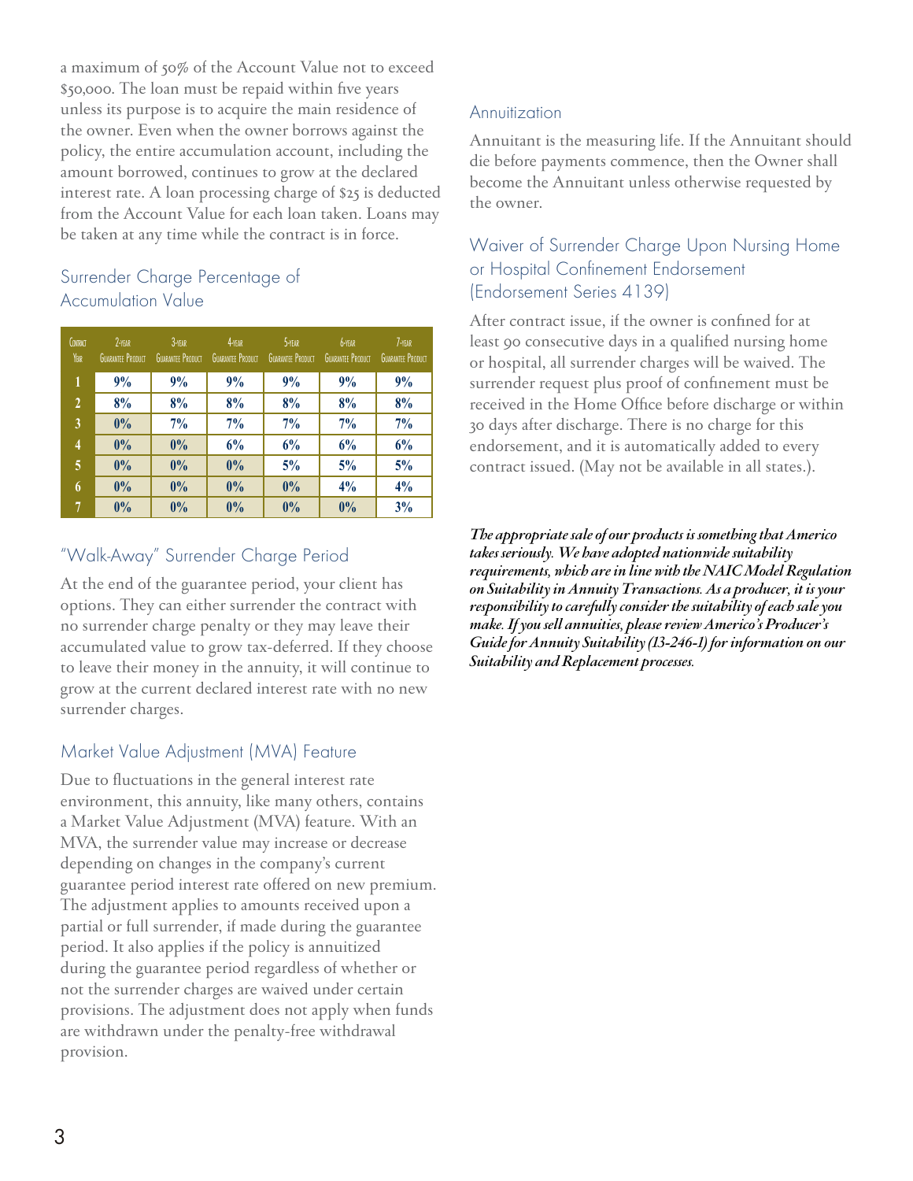a maximum of 50% of the Account Value not to exceed $50,000. The loan must be repaid within five years unless its purpose is to acquire the main residence of the owner. Even when the owner borrows against the policy, the entire accumulation account, including the amount borrowed, continues to grow at the declared interest rate. A loan processing charge of $25 is deducted from the Account Value for each loan taken. Loans may be taken at any time while the contract is in force.

## Surrender Charge Percentage of Accumulation Value

| Contract Year | 2-Year Guarantee Product | 3-Year Guarantee Product | 4-Year Guarantee Product | 5-Year Guarantee Product | 6-Year Guarantee Product | 7-Year Guarantee Product |
|---|---|---|---|---|---|---|
| 1 | 9% | 9% | 9% | 9% | 9% | 9% |
| 2 | 8% | 8% | 8% | 8% | 8% | 8% |
| 3 | 0% | 7% | 7% | 7% | 7% | 7% |
| 4 | 0% | 0% | 6% | 6% | 6% | 6% |
| 5 | 0% | 0% | 0% | 5% | 5% | 5% |
| 6 | 0% | 0% | 0% | 0% | 4% | 4% |
| 7 | 0% | 0% | 0% | 0% | 0% | 3% |

## "Walk-Away" Surrender Charge Period

At the end of the guarantee period, your client has options. They can either surrender the contract with no surrender charge penalty or they may leave their accumulated value to grow tax-deferred. If they choose to leave their money in the annuity, it will continue to grow at the current declared interest rate with no new surrender charges.

## Market Value Adjustment (MVA) Feature

Due to fluctuations in the general interest rate environment, this annuity, like many others, contains a Market Value Adjustment (MVA) feature. With an MVA, the surrender value may increase or decrease depending on changes in the company's current guarantee period interest rate offered on new premium. The adjustment applies to amounts received upon a partial or full surrender, if made during the guarantee period. It also applies if the policy is annuitized during the guarantee period regardless of whether or not the surrender charges are waived under certain provisions. The adjustment does not apply when funds are withdrawn under the penalty-free withdrawal provision.

## Annuitization

Annuitant is the measuring life. If the Annuitant should die before payments commence, then the Owner shall become the Annuitant unless otherwise requested by the owner.

## Waiver of Surrender Charge Upon Nursing Home or Hospital Confinement Endorsement (Endorsement Series 4139)

After contract issue, if the owner is confined for at least 90 consecutive days in a qualified nursing home or hospital, all surrender charges will be waived. The surrender request plus proof of confinement must be received in the Home Office before discharge or within 30 days after discharge. There is no charge for this endorsement, and it is automatically added to every contract issued. (May not be available in all states.).

***The appropriate sale of our products is something that Americo takes seriously. We have adopted nationwide suitability requirements, which are in line with the NAIC Model Regulation on Suitability in Annuity Transactions. As a producer, it is your responsibility to carefully consider the suitability of each sale you make. If you sell annuities, please review Americo's Producer's Guide for Annuity Suitability (13-246-1) for information on our Suitability and Replacement processes.***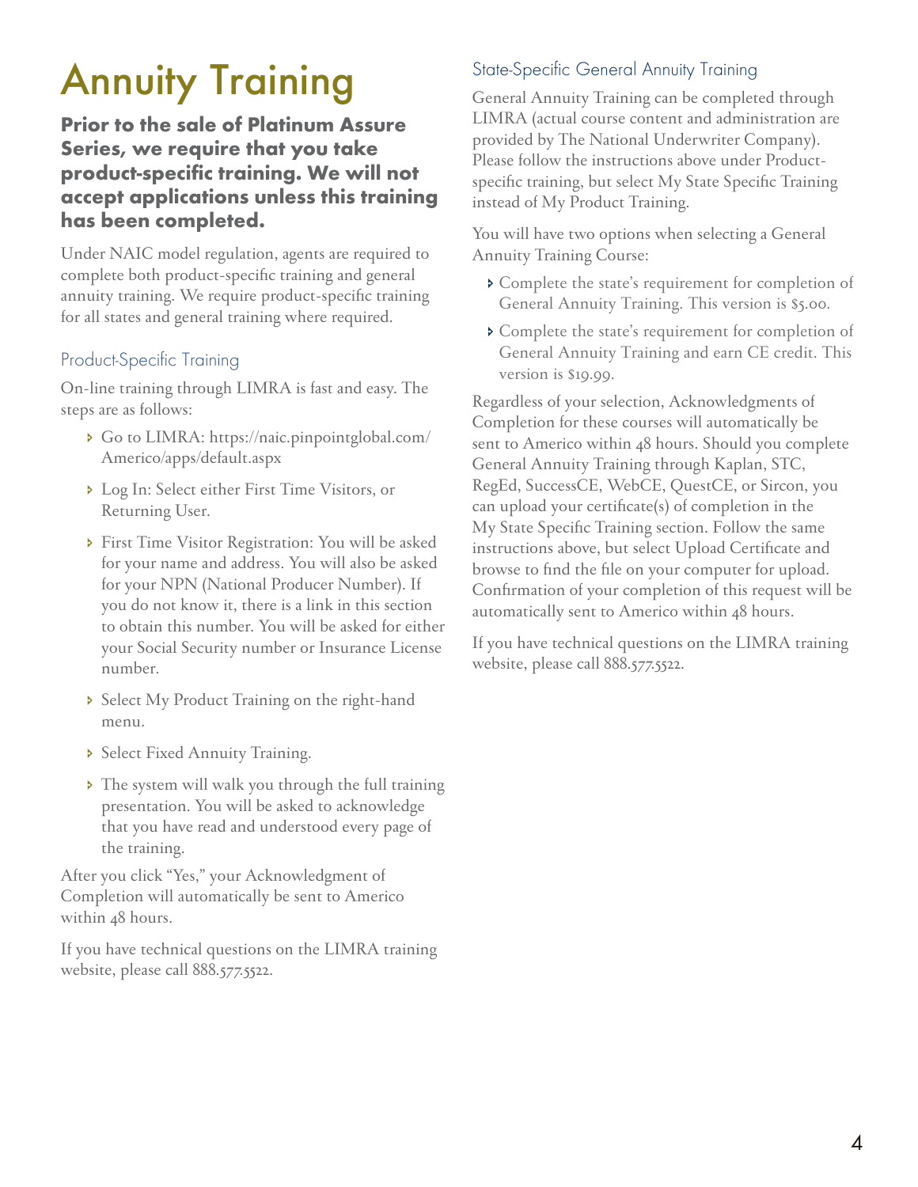# Annuity Training

**Prior to the sale of Platinum Assure Series, we require that you take product-specific training. We will not accept applications unless this training has been completed.**

Under NAIC model regulation, agents are required to complete both product-specific training and general annuity training. We require product-specific training for all states and general training where required.

## Product-Specific Training

On-line training through LIMRA is fast and easy. The steps are as follows:

- Go to LIMRA: https://naic.pinpointglobal.com/Americo/apps/default.aspx
- Log In: Select either First Time Visitors, or Returning User.
- First Time Visitor Registration: You will be asked for your name and address. You will also be asked for your NPN (National Producer Number). If you do not know it, there is a link in this section to obtain this number. You will be asked for either your Social Security number or Insurance License number.
- Select My Product Training on the right-hand menu.
- Select Fixed Annuity Training.
- The system will walk you through the full training presentation. You will be asked to acknowledge that you have read and understood every page of the training.

After you click "Yes," your Acknowledgment of Completion will automatically be sent to Americo within 48 hours.

If you have technical questions on the LIMRA training website, please call 888.577.5522.

## State-Specific General Annuity Training

General Annuity Training can be completed through LIMRA (actual course content and administration are provided by The National Underwriter Company). Please follow the instructions above under Product-specific training, but select My State Specific Training instead of My Product Training.

You will have two options when selecting a General Annuity Training Course:

- Complete the state's requirement for completion of General Annuity Training. This version is $5.00.
- Complete the state's requirement for completion of General Annuity Training and earn CE credit. This version is $19.99.

Regardless of your selection, Acknowledgments of Completion for these courses will automatically be sent to Americo within 48 hours. Should you complete General Annuity Training through Kaplan, STC, RegEd, SuccessCE, WebCE, QuestCE, or Sircon, you can upload your certificate(s) of completion in the My State Specific Training section. Follow the same instructions above, but select Upload Certificate and browse to find the file on your computer for upload. Confirmation of your completion of this request will be automatically sent to Americo within 48 hours.

If you have technical questions on the LIMRA training website, please call 888.577.5522.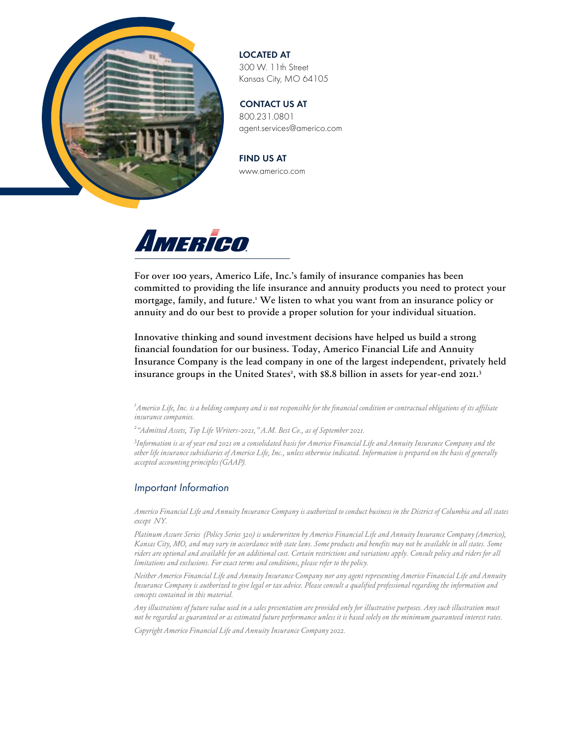**LOCATED AT**
300 W. 11th Street
Kansas City, MO 64105

**CONTACT US AT**
800.231.0801
agent.services@americo.com

**FIND US AT**
www.americo.com

AMERICO

For over 100 years, Americo Life, Inc.'s family of insurance companies has been committed to providing the life insurance and annuity products you need to protect your mortgage, family, and future.[1] We listen to what you want from an insurance policy or annuity and do our best to provide a proper solution for your individual situation.

Innovative thinking and sound investment decisions have helped us build a strong financial foundation for our business. Today, Americo Financial Life and Annuity Insurance Company is the lead company in one of the largest independent, privately held insurance groups in the United States[2], with $8.8 billion in assets for year-end 2021.[3]

*[1]Americo Life, Inc. is a holding company and is not responsible for the financial condition or contractual obligations of its affiliate insurance companies.*

*[2]"Admitted Assets, Top Life Writers-2021," A.M. Best Co., as of September 2021.*

*[3]Information is as of year end 2021 on a consolidated basis for Americo Financial Life and Annuity Insurance Company and the other life insurance subsidiaries of Americo Life, Inc., unless otherwise indicated. Information is prepared on the basis of generally accepted accounting principles (GAAP).*

## *Important Information*

*Americo Financial Life and Annuity Insurance Company is authorized to conduct business in the District of Columbia and all states except NY.*

*Platinum Assure Series (Policy Series 320) is underwritten by Americo Financial Life and Annuity Insurance Company (Americo), Kansas City, MO, and may vary in accordance with state laws. Some products and benefits may not be available in all states. Some riders are optional and available for an additional cost. Certain restrictions and variations apply. Consult policy and riders for all limitations and exclusions. For exact terms and conditions, please refer to the policy.*

*Neither Americo Financial Life and Annuity Insurance Company nor any agent representing Americo Financial Life and Annuity Insurance Company is authorized to give legal or tax advice. Please consult a qualified professional regarding the information and concepts contained in this material.*

*Any illustrations of future value used in a sales presentation are provided only for illustrative purposes. Any such illustration must not be regarded as guaranteed or as estimated future performance unless it is based solely on the minimum guaranteed interest rates.*

*Copyright Americo Financial Life and Annuity Insurance Company 2022.*